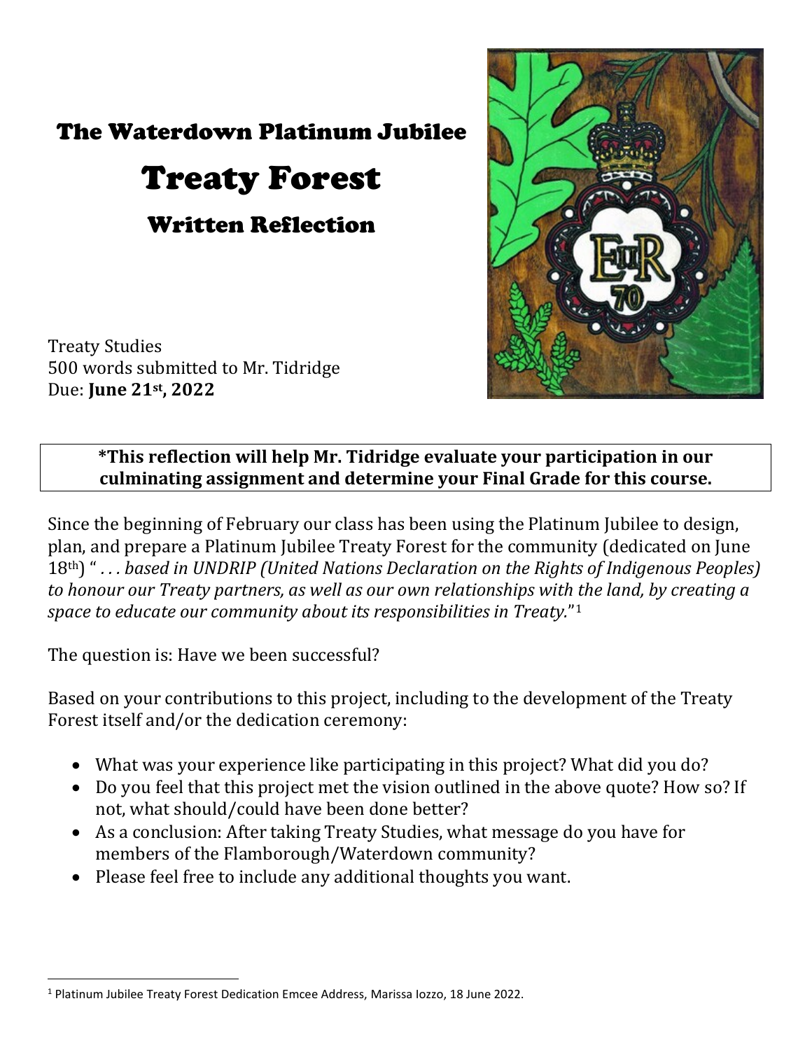# The Waterdown Platinum Jubilee

# Treaty Forest

## Written Reflection

Treaty Studies
500 words submitted to Mr. Tidridge
Due: **June 21st, 2022**

> **\*This reflection will help Mr. Tidridge evaluate your participation in our culminating assignment and determine your Final Grade for this course.**

Since the beginning of February our class has been using the Platinum Jubilee to design, plan, and prepare a Platinum Jubilee Treaty Forest for the community (dedicated on June 18th) "*. . . based in UNDRIP (United Nations Declaration on the Rights of Indigenous Peoples) to honour our Treaty partners, as well as our own relationships with the land, by creating a space to educate our community about its responsibilities in Treaty.*"[1]

The question is: Have we been successful?

Based on your contributions to this project, including to the development of the Treaty Forest itself and/or the dedication ceremony:

- What was your experience like participating in this project? What did you do?
- Do you feel that this project met the vision outlined in the above quote? How so? If not, what should/could have been done better?
- As a conclusion: After taking Treaty Studies, what message do you have for members of the Flamborough/Waterdown community?
- Please feel free to include any additional thoughts you want.

---

[1] Platinum Jubilee Treaty Forest Dedication Emcee Address, Marissa Iozzo, 18 June 2022.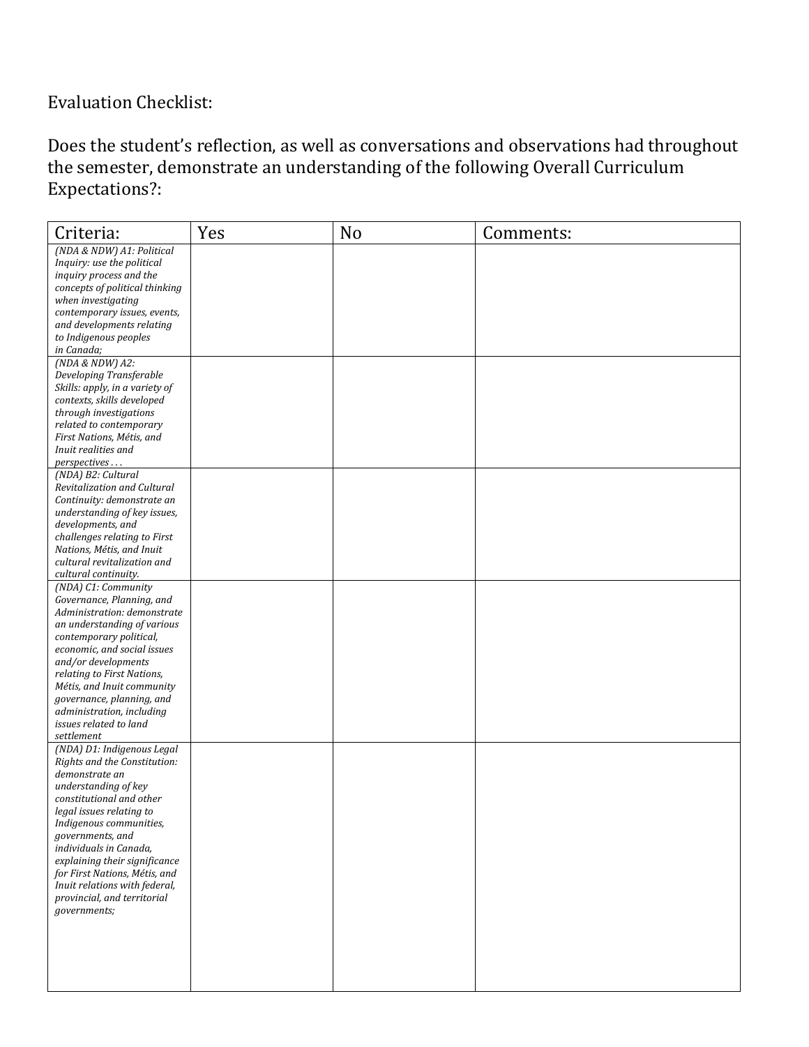Evaluation Checklist:

Does the student's reflection, as well as conversations and observations had throughout the semester, demonstrate an understanding of the following Overall Curriculum Expectations?:

| Criteria: | Yes | No | Comments: |
|---|---|---|---|
| *(NDA & NDW) A1: Political Inquiry: use the political inquiry process and the concepts of political thinking when investigating contemporary issues, events, and developments relating to Indigenous peoples in Canada;* | | | |
| *(NDA & NDW) A2: Developing Transferable Skills: apply, in a variety of contexts, skills developed through investigations related to contemporary First Nations, Métis, and Inuit realities and perspectives . . .* | | | |
| *(NDA) B2: Cultural Revitalization and Cultural Continuity: demonstrate an understanding of key issues, developments, and challenges relating to First Nations, Métis, and Inuit cultural revitalization and cultural continuity.* | | | |
| *(NDA) C1: Community Governance, Planning, and Administration: demonstrate an understanding of various contemporary political, economic, and social issues and/or developments relating to First Nations, Métis, and Inuit community governance, planning, and administration, including issues related to land settlement* | | | |
| *(NDA) D1: Indigenous Legal Rights and the Constitution: demonstrate an understanding of key constitutional and other legal issues relating to Indigenous communities, governments, and individuals in Canada, explaining their significance for First Nations, Métis, and Inuit relations with federal, provincial, and territorial governments;* | | | |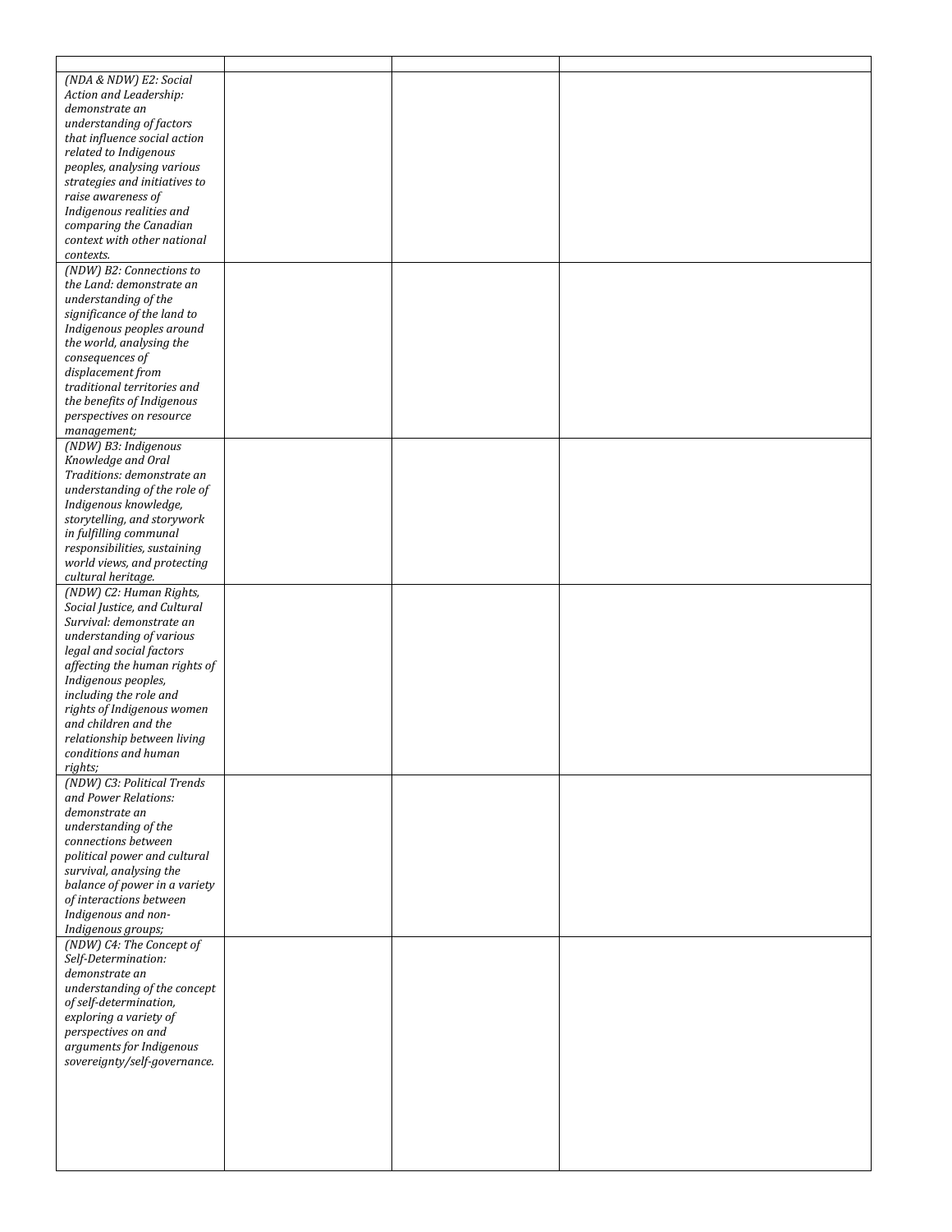| | | | |
|---|---|---|---|
| *(NDA & NDW) E2: Social Action and Leadership: demonstrate an understanding of factors that influence social action related to Indigenous peoples, analysing various strategies and initiatives to raise awareness of Indigenous realities and comparing the Canadian context with other national contexts.* | | | |
| *(NDW) B2: Connections to the Land: demonstrate an understanding of the significance of the land to Indigenous peoples around the world, analysing the consequences of displacement from traditional territories and the benefits of Indigenous perspectives on resource management;* | | | |
| *(NDW) B3: Indigenous Knowledge and Oral Traditions: demonstrate an understanding of the role of Indigenous knowledge, storytelling, and storywork in fulfilling communal responsibilities, sustaining world views, and protecting cultural heritage.* | | | |
| *(NDW) C2: Human Rights, Social Justice, and Cultural Survival: demonstrate an understanding of various legal and social factors affecting the human rights of Indigenous peoples, including the role and rights of Indigenous women and children and the relationship between living conditions and human rights;* | | | |
| *(NDW) C3: Political Trends and Power Relations: demonstrate an understanding of the connections between political power and cultural survival, analysing the balance of power in a variety of interactions between Indigenous and non-Indigenous groups;* | | | |
| *(NDW) C4: The Concept of Self-Determination: demonstrate an understanding of the concept of self-determination, exploring a variety of perspectives on and arguments for Indigenous sovereignty/self-governance.* | | | |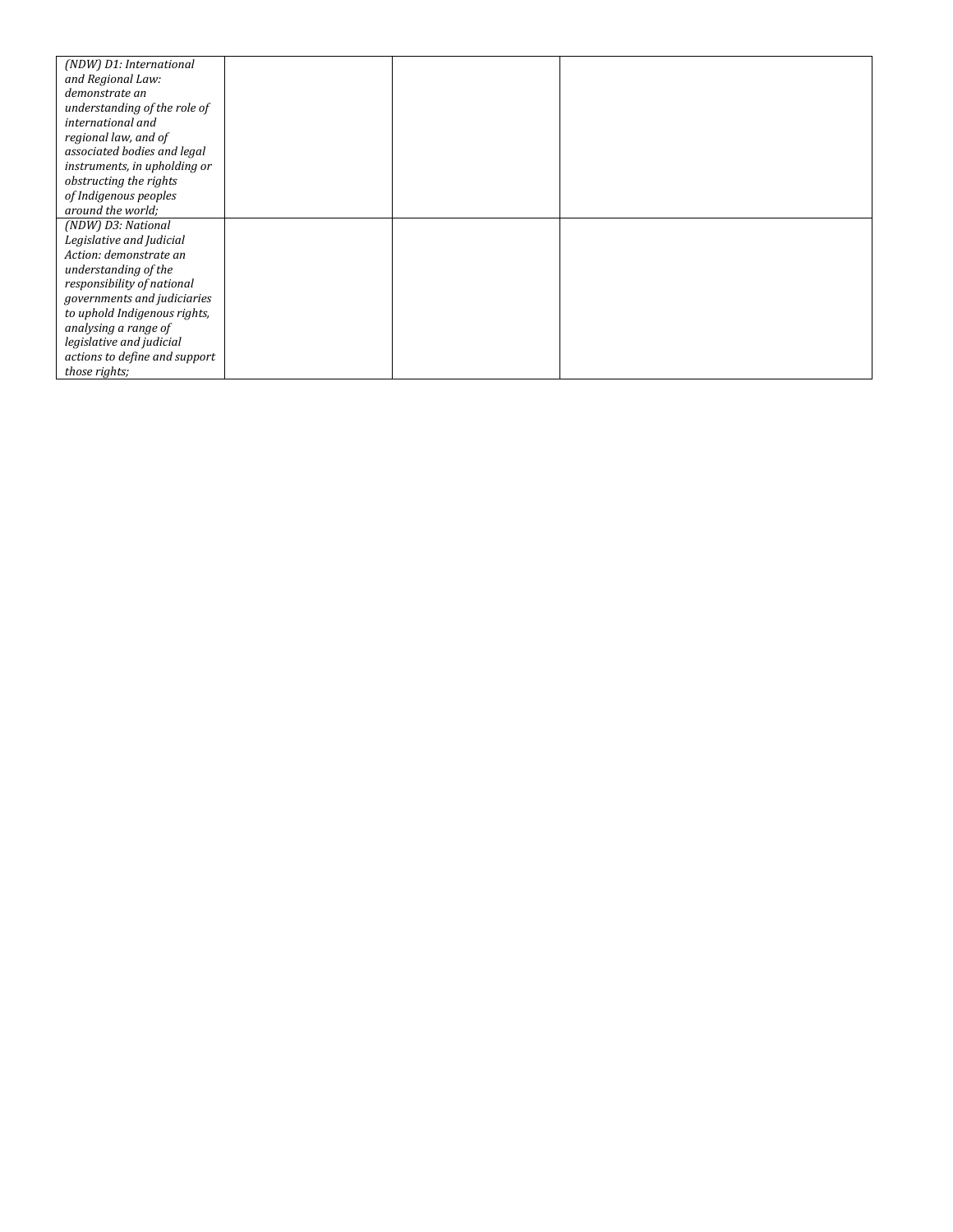| | | | |
|---|---|---|---|
| *(NDW) D1: International and Regional Law: demonstrate an understanding of the role of international and regional law, and of associated bodies and legal instruments, in upholding or obstructing the rights of Indigenous peoples around the world;* | | | |
| *(NDW) D3: National Legislative and Judicial Action: demonstrate an understanding of the responsibility of national governments and judiciaries to uphold Indigenous rights, analysing a range of legislative and judicial actions to define and support those rights;* | | | |